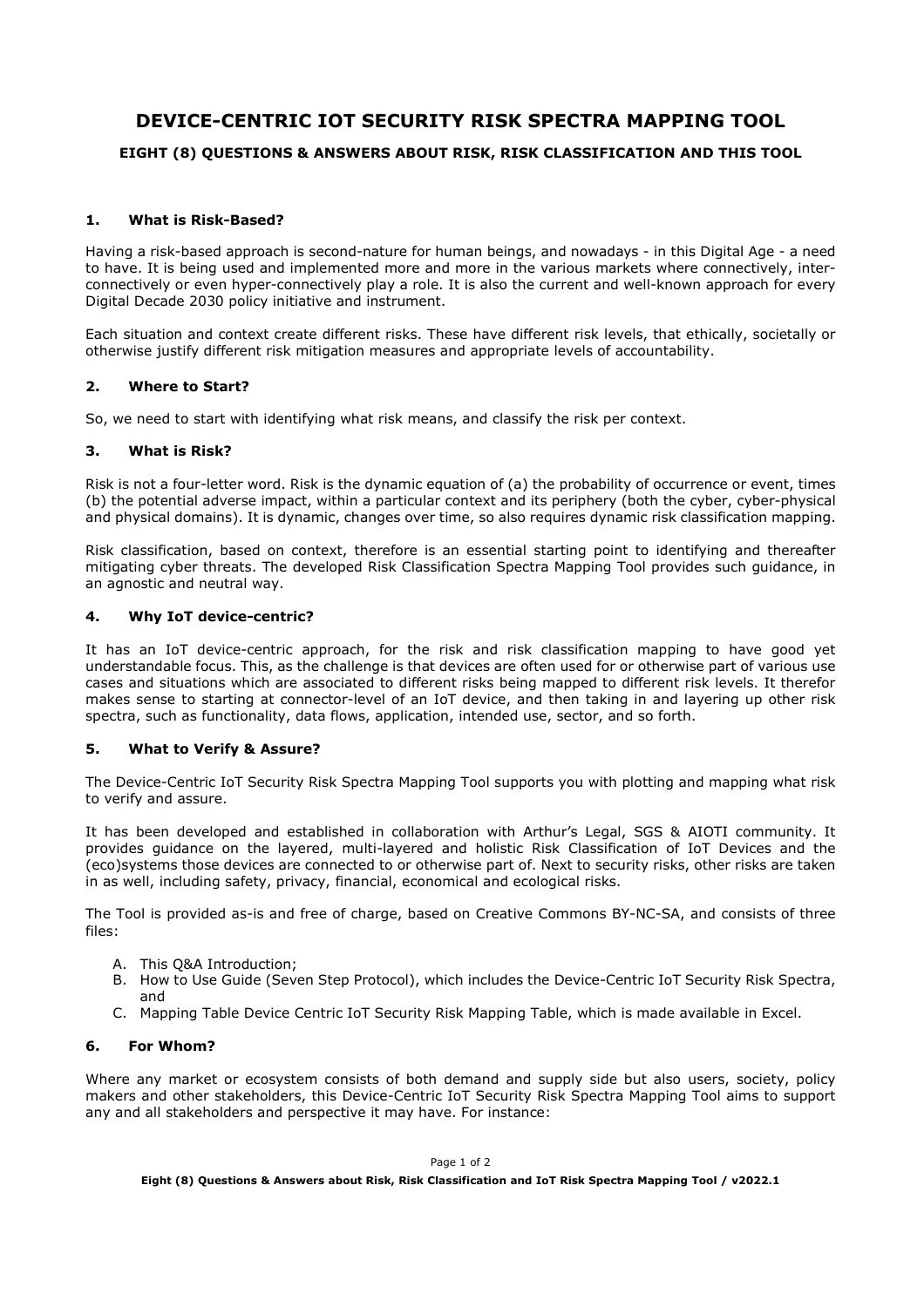# DEVICE-CENTRIC IOT SECURITY RISK SPECTRA MAPPING TOOL

## EIGHT (8) QUESTIONS & ANSWERS ABOUT RISK, RISK CLASSIFICATION AND THIS TOOL

### 1. What is Risk-Based?

Having a risk-based approach is second-nature for human beings, and nowadays - in this Digital Age - a need to have. It is being used and implemented more and more in the various markets where connectively, inter-connectively or even hyper-connectively play a role. It is also the current and well-known approach for every Digital Decade 2030 policy initiative and instrument.

Each situation and context create different risks. These have different risk levels, that ethically, societally or otherwise justify different risk mitigation measures and appropriate levels of accountability.

### 2. Where to Start?

So, we need to start with identifying what risk means, and classify the risk per context.

### 3. What is Risk?

Risk is not a four-letter word. Risk is the dynamic equation of (a) the probability of occurrence or event, times (b) the potential adverse impact, within a particular context and its periphery (both the cyber, cyber-physical and physical domains). It is dynamic, changes over time, so also requires dynamic risk classification mapping.

Risk classification, based on context, therefore is an essential starting point to identifying and thereafter mitigating cyber threats. The developed Risk Classification Spectra Mapping Tool provides such guidance, in an agnostic and neutral way.

### 4. Why IoT device-centric?

It has an IoT device-centric approach, for the risk and risk classification mapping to have good yet understandable focus. This, as the challenge is that devices are often used for or otherwise part of various use cases and situations which are associated to different risks being mapped to different risk levels. It therefor makes sense to starting at connector-level of an IoT device, and then taking in and layering up other risk spectra, such as functionality, data flows, application, intended use, sector, and so forth.

### 5. What to Verify & Assure?

The Device-Centric IoT Security Risk Spectra Mapping Tool supports you with plotting and mapping what risk to verify and assure.

It has been developed and established in collaboration with Arthur's Legal, SGS & AIOTI community. It provides guidance on the layered, multi-layered and holistic Risk Classification of IoT Devices and the (eco)systems those devices are connected to or otherwise part of. Next to security risks, other risks are taken in as well, including safety, privacy, financial, economical and ecological risks.

The Tool is provided as-is and free of charge, based on Creative Commons BY-NC-SA, and consists of three files:

A. This Q&A Introduction;
B. How to Use Guide (Seven Step Protocol), which includes the Device-Centric IoT Security Risk Spectra, and
C. Mapping Table Device Centric IoT Security Risk Mapping Table, which is made available in Excel.

### 6. For Whom?

Where any market or ecosystem consists of both demand and supply side but also users, society, policy makers and other stakeholders, this Device-Centric IoT Security Risk Spectra Mapping Tool aims to support any and all stakeholders and perspective it may have. For instance: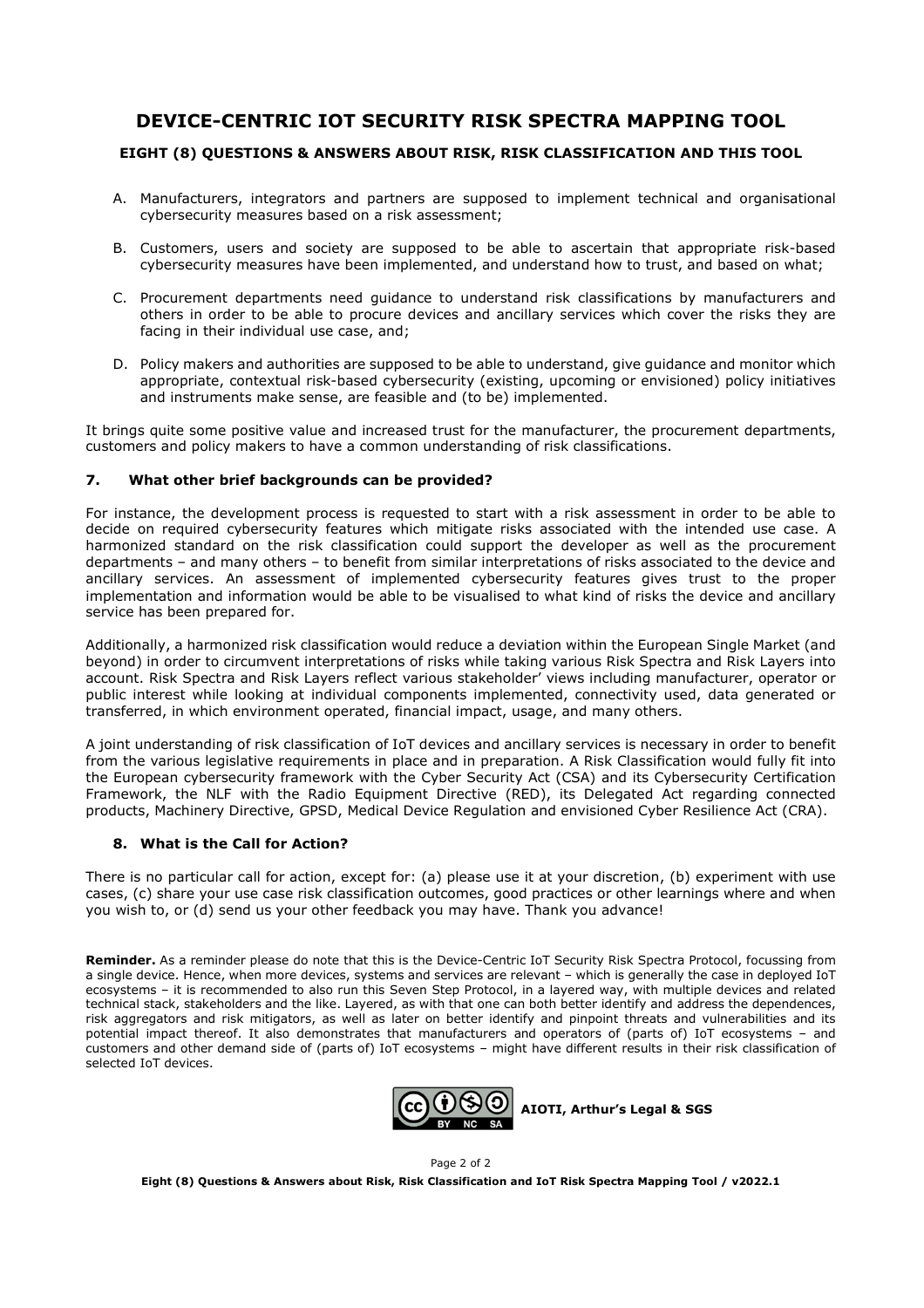# DEVICE-CENTRIC IOT SECURITY RISK SPECTRA MAPPING TOOL

**EIGHT (8) QUESTIONS & ANSWERS ABOUT RISK, RISK CLASSIFICATION AND THIS TOOL**

A. Manufacturers, integrators and partners are supposed to implement technical and organisational cybersecurity measures based on a risk assessment;

B. Customers, users and society are supposed to be able to ascertain that appropriate risk-based cybersecurity measures have been implemented, and understand how to trust, and based on what;

C. Procurement departments need guidance to understand risk classifications by manufacturers and others in order to be able to procure devices and ancillary services which cover the risks they are facing in their individual use case, and;

D. Policy makers and authorities are supposed to be able to understand, give guidance and monitor which appropriate, contextual risk-based cybersecurity (existing, upcoming or envisioned) policy initiatives and instruments make sense, are feasible and (to be) implemented.

It brings quite some positive value and increased trust for the manufacturer, the procurement departments, customers and policy makers to have a common understanding of risk classifications.

### 7. What other brief backgrounds can be provided?

For instance, the development process is requested to start with a risk assessment in order to be able to decide on required cybersecurity features which mitigate risks associated with the intended use case. A harmonized standard on the risk classification could support the developer as well as the procurement departments – and many others – to benefit from similar interpretations of risks associated to the device and ancillary services. An assessment of implemented cybersecurity features gives trust to the proper implementation and information would be able to be visualised to what kind of risks the device and ancillary service has been prepared for.

Additionally, a harmonized risk classification would reduce a deviation within the European Single Market (and beyond) in order to circumvent interpretations of risks while taking various Risk Spectra and Risk Layers into account. Risk Spectra and Risk Layers reflect various stakeholder' views including manufacturer, operator or public interest while looking at individual components implemented, connectivity used, data generated or transferred, in which environment operated, financial impact, usage, and many others.

A joint understanding of risk classification of IoT devices and ancillary services is necessary in order to benefit from the various legislative requirements in place and in preparation. A Risk Classification would fully fit into the European cybersecurity framework with the Cyber Security Act (CSA) and its Cybersecurity Certification Framework, the NLF with the Radio Equipment Directive (RED), its Delegated Act regarding connected products, Machinery Directive, GPSD, Medical Device Regulation and envisioned Cyber Resilience Act (CRA).

### 8. What is the Call for Action?

There is no particular call for action, except for: (a) please use it at your discretion, (b) experiment with use cases, (c) share your use case risk classification outcomes, good practices or other learnings where and when you wish to, or (d) send us your other feedback you may have. Thank you advance!

**Reminder.** As a reminder please do note that this is the Device-Centric IoT Security Risk Spectra Protocol, focussing from a single device. Hence, when more devices, systems and services are relevant – which is generally the case in deployed IoT ecosystems – it is recommended to also run this Seven Step Protocol, in a layered way, with multiple devices and related technical stack, stakeholders and the like. Layered, as with that one can both better identify and address the dependences, risk aggregators and risk mitigators, as well as later on better identify and pinpoint threats and vulnerabilities and its potential impact thereof. It also demonstrates that manufacturers and operators of (parts of) IoT ecosystems – and customers and other demand side of (parts of) IoT ecosystems – might have different results in their risk classification of selected IoT devices.

CC BY NC SA **AIOTI, Arthur's Legal & SGS**

**Eight (8) Questions & Answers about Risk, Risk Classification and IoT Risk Spectra Mapping Tool / v2022.1**